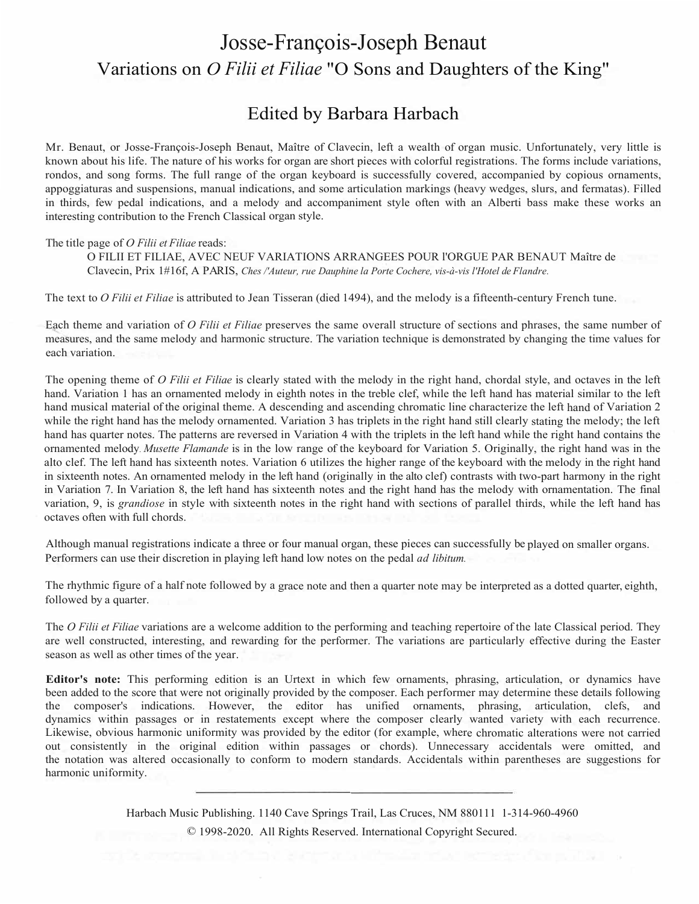// Josse-François-Joseph Benaut
## Variations on *O Filii et Filiae* "O Sons and Daughters of the King"

## Edited by Barbara Harbach

Mr. Benaut, or Josse-François-Joseph Benaut, Maître of Clavecin, left a wealth of organ music. Unfortunately, very little is known about his life. The nature of his works for organ are short pieces with colorful registrations. The forms include variations, rondos, and song forms. The full range of the organ keyboard is successfully covered, accompanied by copious ornaments, appoggiaturas and suspensions, manual indications, and some articulation markings (heavy wedges, slurs, and fermatas). Filled in thirds, few pedal indications, and a melody and accompaniment style often with an Alberti bass make these works an interesting contribution to the French Classical organ style.

The title page of *O Filii et Filiae* reads:

> O FILII ET FILIAE, AVEC NEUF VARIATIONS ARRANGEES POUR l'ORGUE PAR BENAUT Maître de Clavecin, Prix 1#16f, A PARIS, *Ches /'Auteur, rue Dauphine la Porte Cochere, vis-à-vis l'Hotel de Flandre.*

The text to *O Filii et Filiae* is attributed to Jean Tisseran (died 1494), and the melody is a fifteenth-century French tune.

Each theme and variation of *O Filii et Filiae* preserves the same overall structure of sections and phrases, the same number of measures, and the same melody and harmonic structure. The variation technique is demonstrated by changing the time values for each variation.

The opening theme of *O Filii et Filiae* is clearly stated with the melody in the right hand, chordal style, and octaves in the left hand. Variation 1 has an ornamented melody in eighth notes in the treble clef, while the left hand has material similar to the left hand musical material of the original theme. A descending and ascending chromatic line characterize the left hand of Variation 2 while the right hand has the melody ornamented. Variation 3 has triplets in the right hand still clearly stating the melody; the left hand has quarter notes. The patterns are reversed in Variation 4 with the triplets in the left hand while the right hand contains the ornamented melody. *Musette Flamande* is in the low range of the keyboard for Variation 5. Originally, the right hand was in the alto clef. The left hand has sixteenth notes. Variation 6 utilizes the higher range of the keyboard with the melody in the right hand in sixteenth notes. An ornamented melody in the left hand (originally in the alto clef) contrasts with two-part harmony in the right in Variation 7. In Variation 8, the left hand has sixteenth notes and the right hand has the melody with ornamentation. The final variation, 9, is *grandiose* in style with sixteenth notes in the right hand with sections of parallel thirds, while the left hand has octaves often with full chords.

Although manual registrations indicate a three or four manual organ, these pieces can successfully be played on smaller organs. Performers can use their discretion in playing left hand low notes on the pedal *ad libitum.*

The rhythmic figure of a half note followed by a grace note and then a quarter note may be interpreted as a dotted quarter, eighth, followed by a quarter.

The *O Filii et Filiae* variations are a welcome addition to the performing and teaching repertoire of the late Classical period. They are well constructed, interesting, and rewarding for the performer. The variations are particularly effective during the Easter season as well as other times of the year.

**Editor's note:** This performing edition is an Urtext in which few ornaments, phrasing, articulation, or dynamics have been added to the score that were not originally provided by the composer. Each performer may determine these details following the composer's indications. However, the editor has unified ornaments, phrasing, articulation, clefs, and dynamics within passages or in restatements except where the composer clearly wanted variety with each recurrence. Likewise, obvious harmonic uniformity was provided by the editor (for example, where chromatic alterations were not carried out consistently in the original edition within passages or chords). Unnecessary accidentals were omitted, and the notation was altered occasionally to conform to modern standards. Accidentals within parentheses are suggestions for harmonic uniformity.

---

Harbach Music Publishing. 1140 Cave Springs Trail, Las Cruces, NM 880111 1-314-960-4960

© 1998-2020. All Rights Reserved. International Copyright Secured.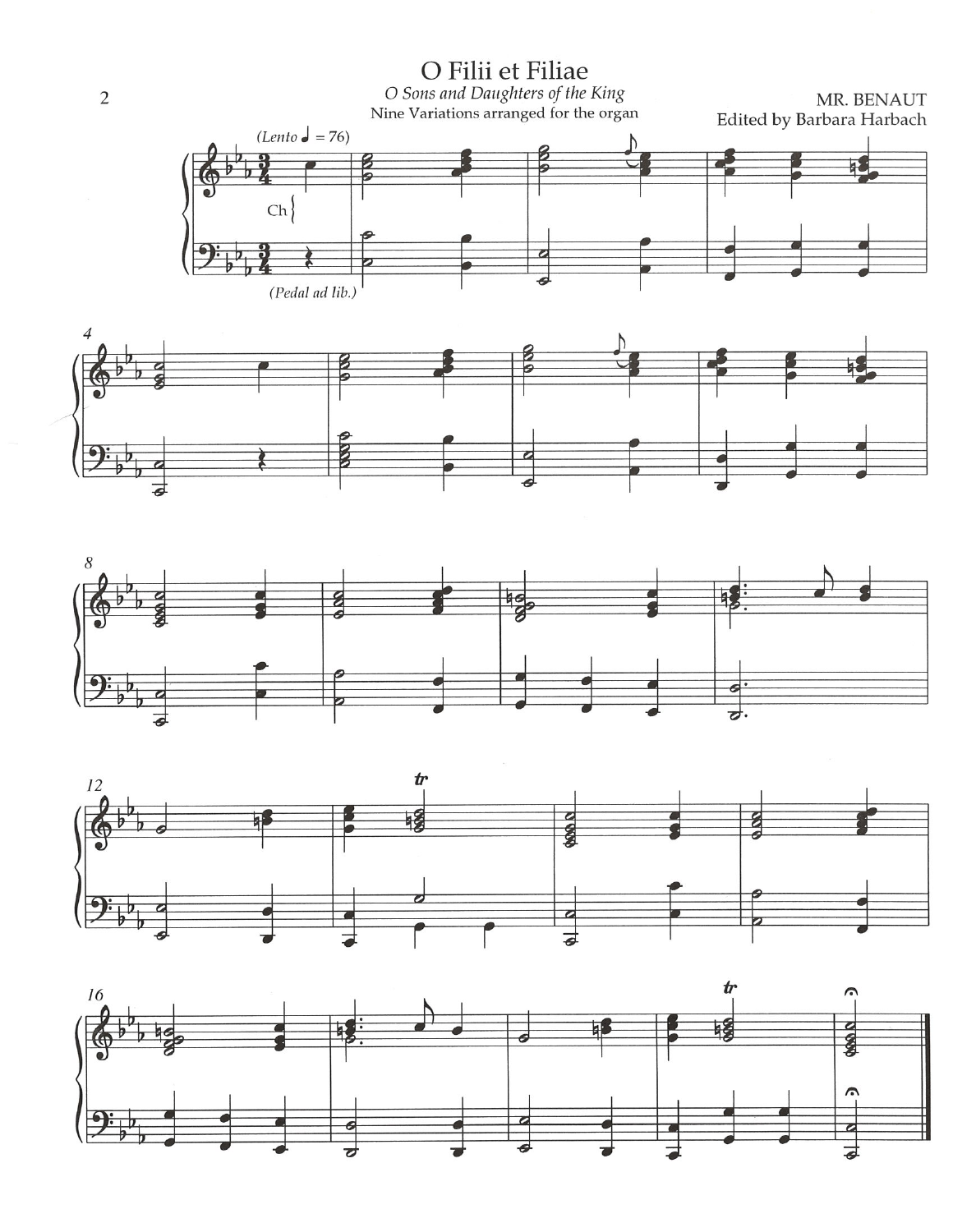# O Filii et Filiae

*O Sons and Daughters of the King*

Nine Variations arranged for the organ

MR. BENAUT

Edited by Barbara Harbach

(*Lento* ♩ = 76)

Ch

(*Pedal ad lib.*)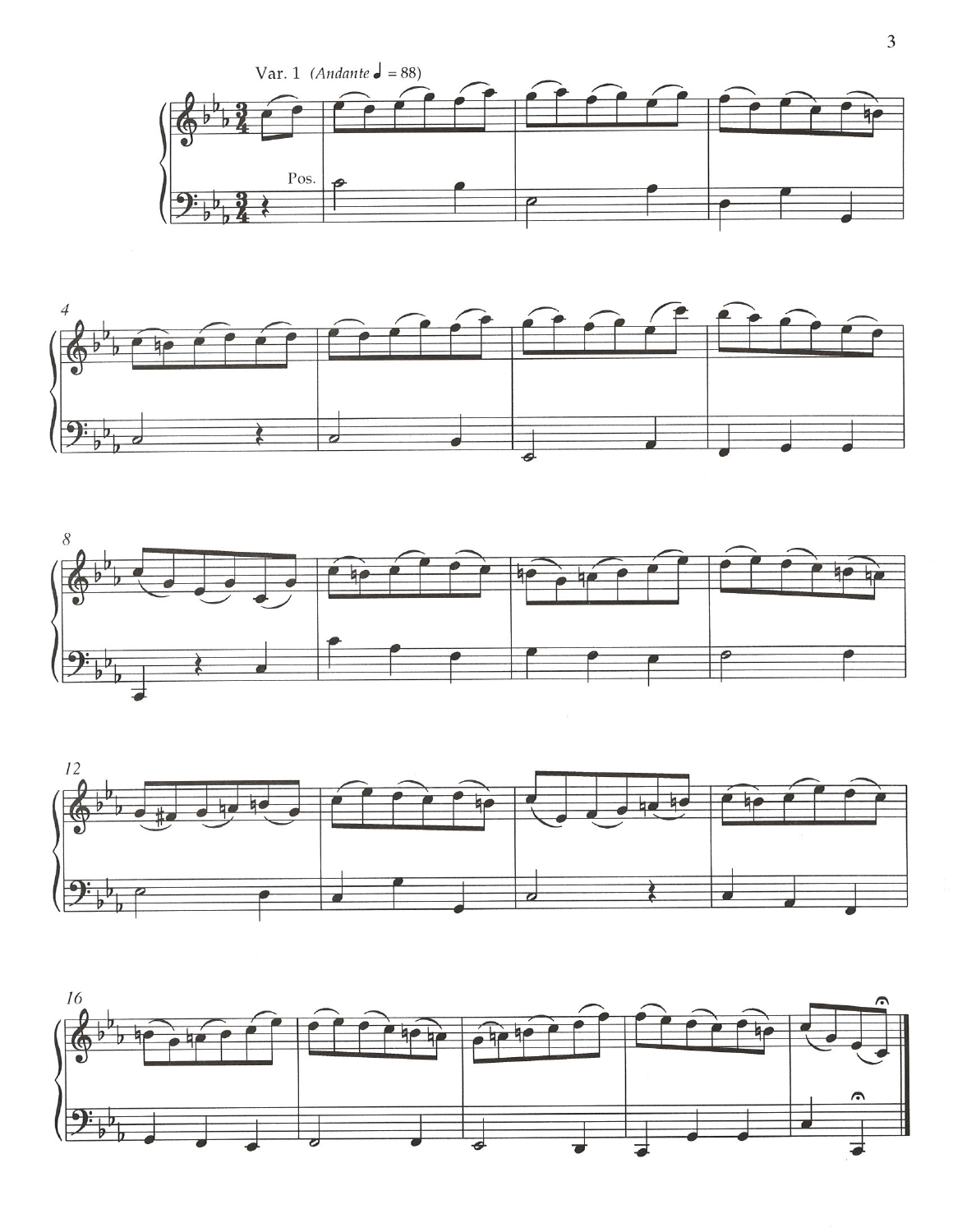Var. 1 *(Andante ♩ = 88)*

Pos.